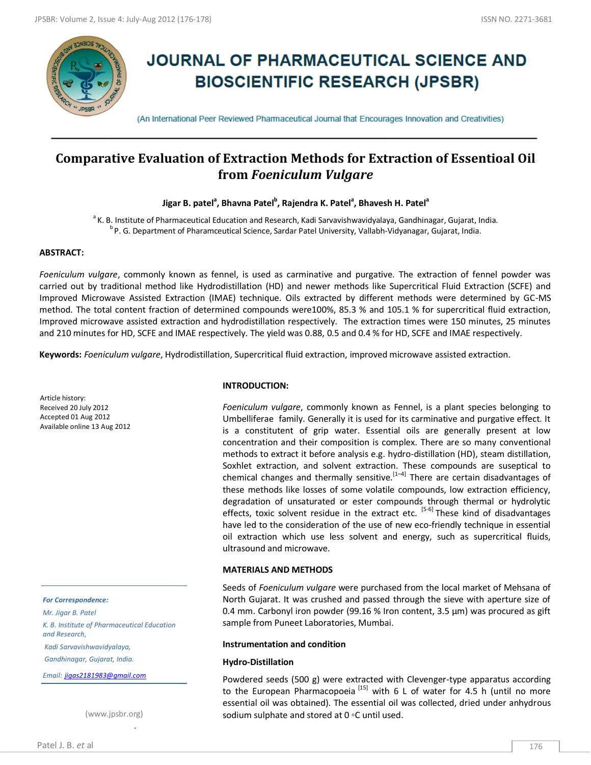# JOURNAL OF PHARMACEUTICAL SCIENCE AND BIOSCIENTIFIC RESEARCH (JPSBR)

(An International Peer Reviewed Pharmaceutical Journal that Encourages Innovation and Creativities)

## Comparative Evaluation of Extraction Methods for Extraction of Essentioal Oil from *Foeniculum Vulgare*

**Jigar B. patel[a], Bhavna Patel[b], Rajendra K. Patel[a], Bhavesh H. Patel[a]**

[a] K. B. Institute of Pharmaceutical Education and Research, Kadi Sarvavishwavidyalaya, Gandhinagar, Gujarat, India.
[b] P. G. Department of Pharamceutical Science, Sardar Patel University, Vallabh-Vidyanagar, Gujarat, India.

**ABSTRACT:**

*Foeniculum vulgare*, commonly known as fennel, is used as carminative and purgative. The extraction of fennel powder was carried out by traditional method like Hydrodistillation (HD) and newer methods like Supercritical Fluid Extraction (SCFE) and Improved Microwave Assisted Extraction (IMAE) technique. Oils extracted by different methods were determined by GC-MS method. The total content fraction of determined compounds were100%, 85.3 % and 105.1 % for supercritical fluid extraction, Improved microwave assisted extraction and hydrodistillation respectively. The extraction times were 150 minutes, 25 minutes and 210 minutes for HD, SCFE and IMAE respectively. The yield was 0.88, 0.5 and 0.4 % for HD, SCFE and IMAE respectively.

**Keywords:** *Foeniculum vulgare*, Hydrodistillation, Supercritical fluid extraction, improved microwave assisted extraction.

Article history:
Received 20 July 2012
Accepted 01 Aug 2012
Available online 13 Aug 2012

*For Correspondence:*
*Mr. Jigar B. Patel*
*K. B. Institute of Pharmaceutical Education and Research,*
*Kadi Sarvavishwavidyalaya,*
*Gandhinagar, Gujarat, India.*
*Email: jigas2181983@gmail.com*

(www.jpsbr.org)

### INTRODUCTION:

*Foeniculum vulgare*, commonly known as Fennel, is a plant species belonging to Umbelliferae family. Generally it is used for its carminative and purgative effect. It is a constituent of grip water. Essential oils are generally present at low concentration and their composition is complex. There are so many conventional methods to extract it before analysis e.g. hydro-distillation (HD), steam distillation, Soxhlet extraction, and solvent extraction. These compounds are suseptical to chemical changes and thermally sensitive.[1–4] There are certain disadvantages of these methods like losses of some volatile compounds, low extraction efficiency, degradation of unsaturated or ester compounds through thermal or hydrolytic effects, toxic solvent residue in the extract etc. [5-6] These kind of disadvantages have led to the consideration of the use of new eco-friendly technique in essential oil extraction which use less solvent and energy, such as supercritical fluids, ultrasound and microwave.

### MATERIALS AND METHODS

Seeds of *Foeniculum vulgare* were purchased from the local market of Mehsana of North Gujarat. It was crushed and passed through the sieve with aperture size of 0.4 mm. Carbonyl iron powder (99.16 % Iron content, 3.5 µm) was procured as gift sample from Puneet Laboratories, Mumbai.

#### Instrumentation and condition

#### Hydro-Distillation

Powdered seeds (500 g) were extracted with Clevenger-type apparatus according to the European Pharmacopoeia [15] with 6 L of water for 4.5 h (until no more essential oil was obtained). The essential oil was collected, dried under anhydrous sodium sulphate and stored at 0 ◦C until used.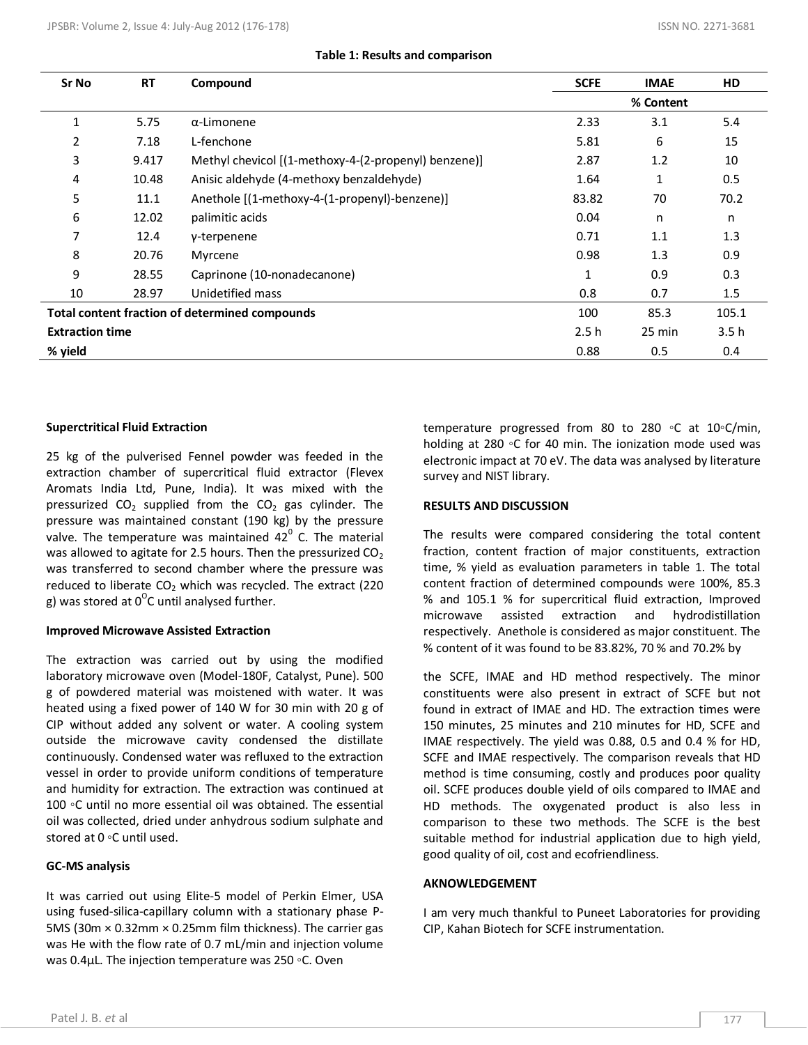**Table 1: Results and comparison**

| Sr No | RT | Compound | SCFE | IMAE | HD |
|---|---|---|---|---|---|
| | | | % Content | | |
| 1 | 5.75 | α-Limonene | 2.33 | 3.1 | 5.4 |
| 2 | 7.18 | L-fenchone | 5.81 | 6 | 15 |
| 3 | 9.417 | Methyl chevicol [(1-methoxy-4-(2-propenyl) benzene)] | 2.87 | 1.2 | 10 |
| 4 | 10.48 | Anisic aldehyde (4-methoxy benzaldehyde) | 1.64 | 1 | 0.5 |
| 5 | 11.1 | Anethole [(1-methoxy-4-(1-propenyl)-benzene)] | 83.82 | 70 | 70.2 |
| 6 | 12.02 | palimitic acids | 0.04 | n | n |
| 7 | 12.4 | γ-terpenene | 0.71 | 1.1 | 1.3 |
| 8 | 20.76 | Myrcene | 0.98 | 1.3 | 0.9 |
| 9 | 28.55 | Caprinone (10-nonadecanone) | 1 | 0.9 | 0.3 |
| 10 | 28.97 | Unidetified mass | 0.8 | 0.7 | 1.5 |
| **Total content fraction of determined compounds** | | | 100 | 85.3 | 105.1 |
| **Extraction time** | | | 2.5 h | 25 min | 3.5 h |
| **% yield** | | | 0.88 | 0.5 | 0.4 |

**Superctritical Fluid Extraction**

25 kg of the pulverised Fennel powder was feeded in the extraction chamber of supercritical fluid extractor (Flevex Aromats India Ltd, Pune, India). It was mixed with the pressurized $CO_2$ supplied from the $CO_2$ gas cylinder. The pressure was maintained constant (190 kg) by the pressure valve. The temperature was maintained $42^0$ C. The material was allowed to agitate for 2.5 hours. Then the pressurized $CO_2$ was transferred to second chamber where the pressure was reduced to liberate $CO_2$ which was recycled. The extract (220 g) was stored at $0^O$C until analysed further.

**Improved Microwave Assisted Extraction**

The extraction was carried out by using the modified laboratory microwave oven (Model-180F, Catalyst, Pune). 500 g of powdered material was moistened with water. It was heated using a fixed power of 140 W for 30 min with 20 g of CIP without added any solvent or water. A cooling system outside the microwave cavity condensed the distillate continuously. Condensed water was refluxed to the extraction vessel in order to provide uniform conditions of temperature and humidity for extraction. The extraction was continued at 100 ◦C until no more essential oil was obtained. The essential oil was collected, dried under anhydrous sodium sulphate and stored at 0 ◦C until used.

**GC-MS analysis**

It was carried out using Elite-5 model of Perkin Elmer, USA using fused-silica-capillary column with a stationary phase P-5MS (30m × 0.32mm × 0.25mm film thickness). The carrier gas was He with the flow rate of 0.7 mL/min and injection volume was 0.4µL. The injection temperature was 250 ◦C. Oven temperature progressed from 80 to 280 ◦C at 10◦C/min, holding at 280 ◦C for 40 min. The ionization mode used was electronic impact at 70 eV. The data was analysed by literature survey and NIST library.

**RESULTS AND DISCUSSION**

The results were compared considering the total content fraction, content fraction of major constituents, extraction time, % yield as evaluation parameters in table 1. The total content fraction of determined compounds were 100%, 85.3 % and 105.1 % for supercritical fluid extraction, Improved microwave assisted extraction and hydrodistillation respectively. Anethole is considered as major constituent. The % content of it was found to be 83.82%, 70 % and 70.2% by the SCFE, IMAE and HD method respectively. The minor constituents were also present in extract of SCFE but not found in extract of IMAE and HD. The extraction times were 150 minutes, 25 minutes and 210 minutes for HD, SCFE and IMAE respectively. The yield was 0.88, 0.5 and 0.4 % for HD, SCFE and IMAE respectively. The comparison reveals that HD method is time consuming, costly and produces poor quality oil. SCFE produces double yield of oils compared to IMAE and HD methods. The oxygenated product is also less in comparison to these two methods. The SCFE is the best suitable method for industrial application due to high yield, good quality of oil, cost and ecofriendliness.

**AKNOWLEDGEMENT**

I am very much thankful to Puneet Laboratories for providing CIP, Kahan Biotech for SCFE instrumentation.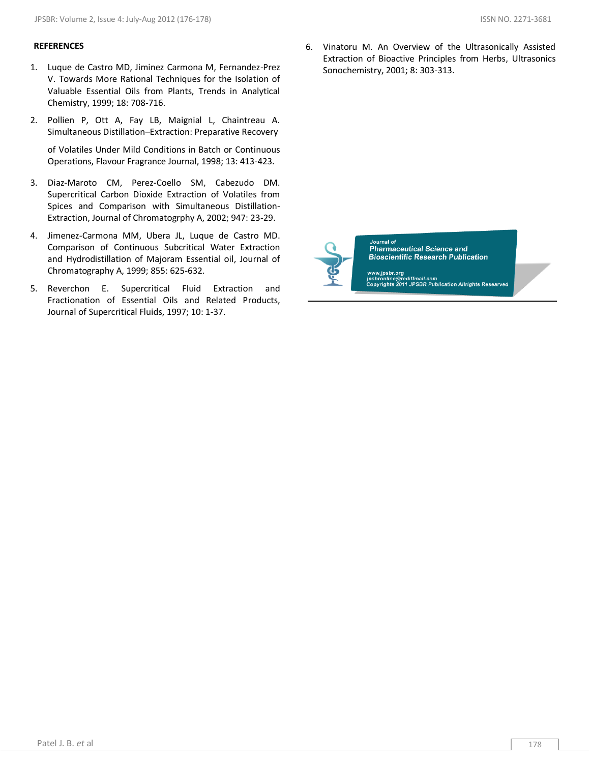## REFERENCES

1. Luque de Castro MD, Jiminez Carmona M, Fernandez-Prez V. Towards More Rational Techniques for the Isolation of Valuable Essential Oils from Plants, Trends in Analytical Chemistry, 1999; 18: 708-716.
2. Pollien P, Ott A, Fay LB, Maignial L, Chaintreau A. Simultaneous Distillation–Extraction: Preparative Recovery of Volatiles Under Mild Conditions in Batch or Continuous Operations, Flavour Fragrance Journal, 1998; 13: 413-423.
3. Diaz-Maroto CM, Perez-Coello SM, Cabezudo DM. Supercritical Carbon Dioxide Extraction of Volatiles from Spices and Comparison with Simultaneous Distillation-Extraction, Journal of Chromatogrphy A, 2002; 947: 23-29.
4. Jimenez-Carmona MM, Ubera JL, Luque de Castro MD. Comparison of Continuous Subcritical Water Extraction and Hydrodistillation of Majoram Essential oil, Journal of Chromatography A, 1999; 855: 625-632.
5. Reverchon E. Supercritical Fluid Extraction and Fractionation of Essential Oils and Related Products, Journal of Supercritical Fluids, 1997; 10: 1-37.
6. Vinatoru M. An Overview of the Ultrasonically Assisted Extraction of Bioactive Principles from Herbs, Ultrasonics Sonochemistry, 2001; 8: 303-313.

Journal of
Pharmaceutical Science and Bioscientific Research Publication
www.jpsbr.org
jpsbronline@rediffmail.com
Copyrights 2011 JPSBR Publication Allrights Researved